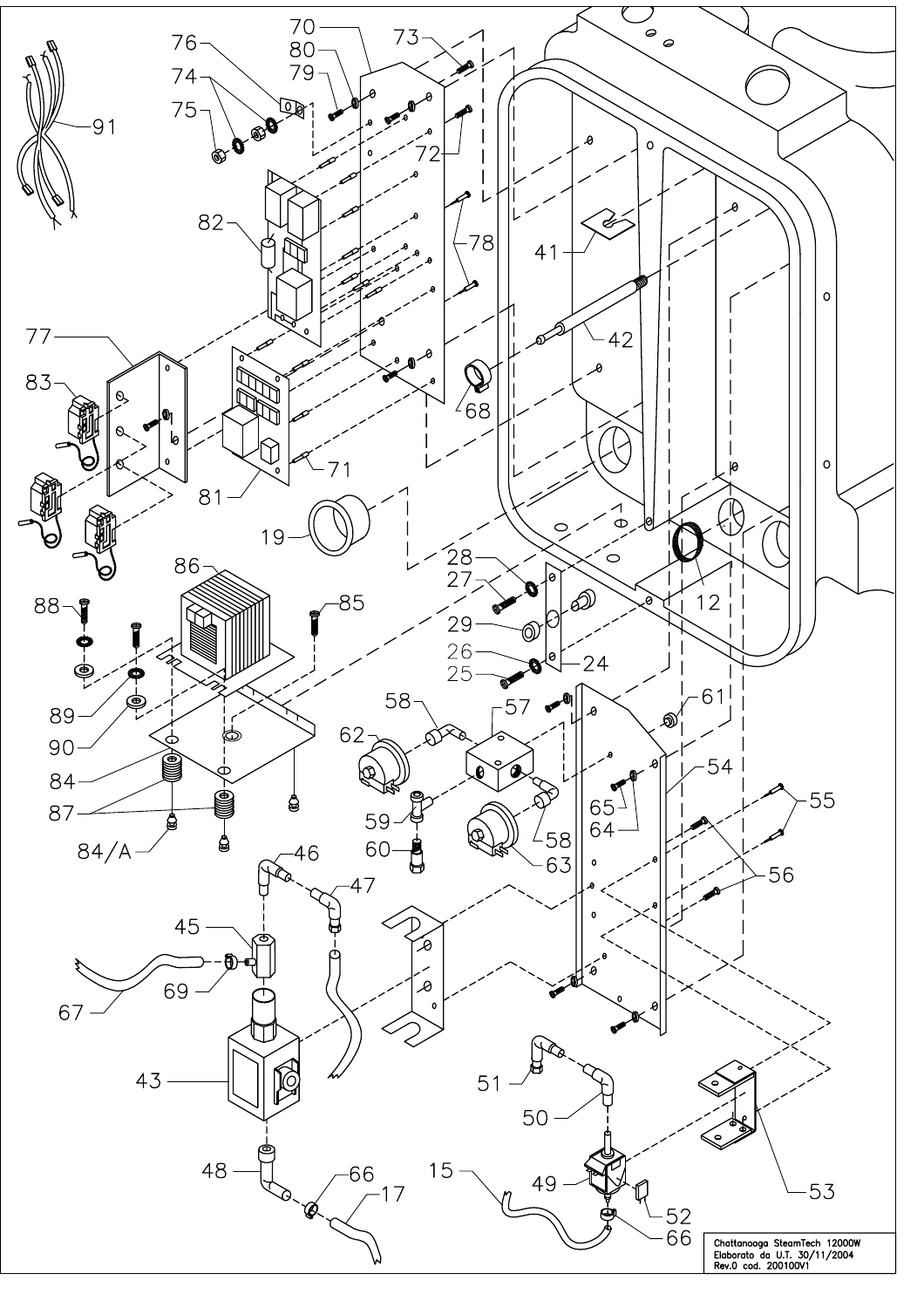Chattanooga SteamTech 12000W
Elaborato da U.T. 30/11/2004
Rev.0 cod. 200100V1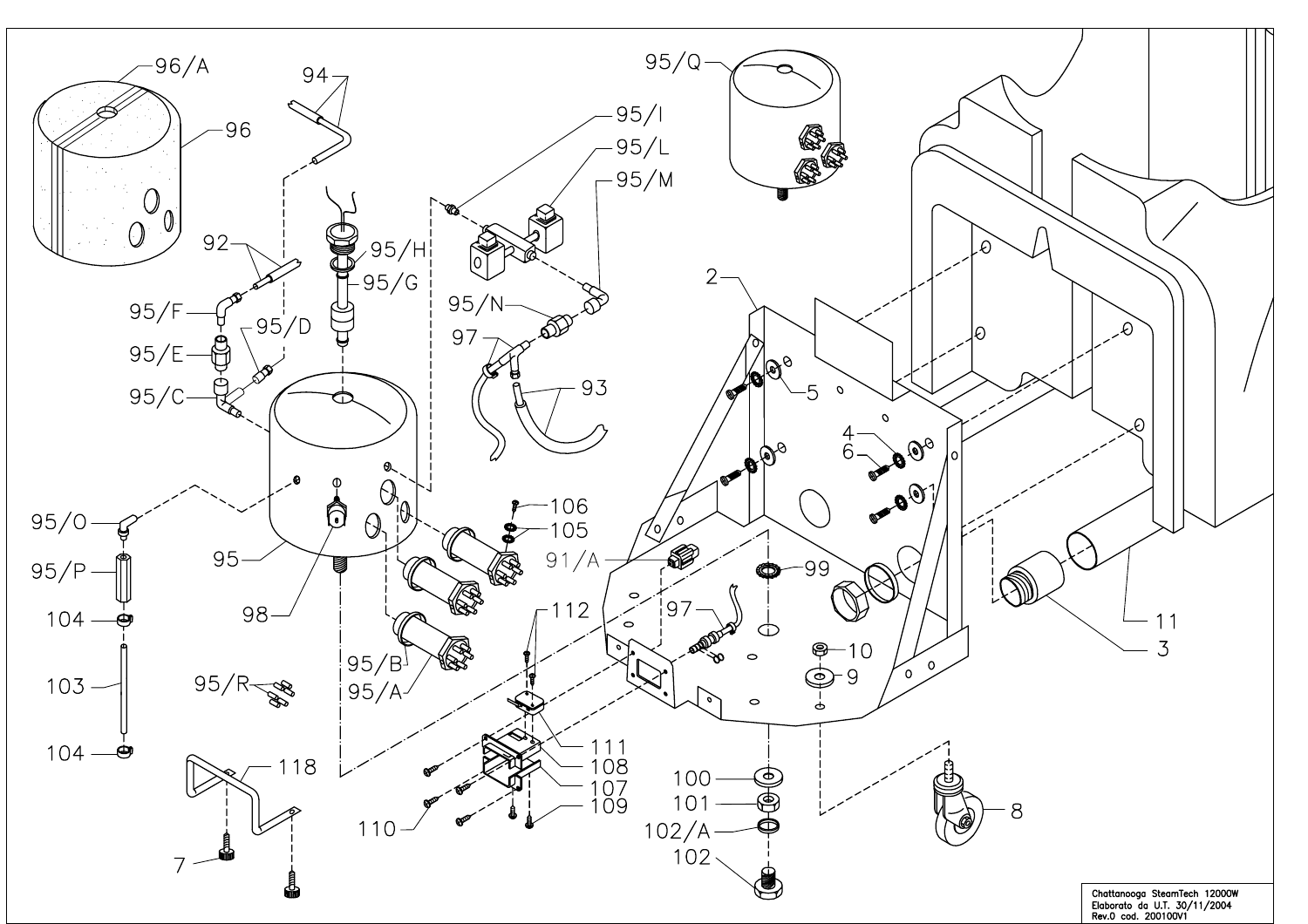Chattanooga SteamTech 12000W
Elaborato da U.T. 30/11/2004
Rev.0 cod. 200100V1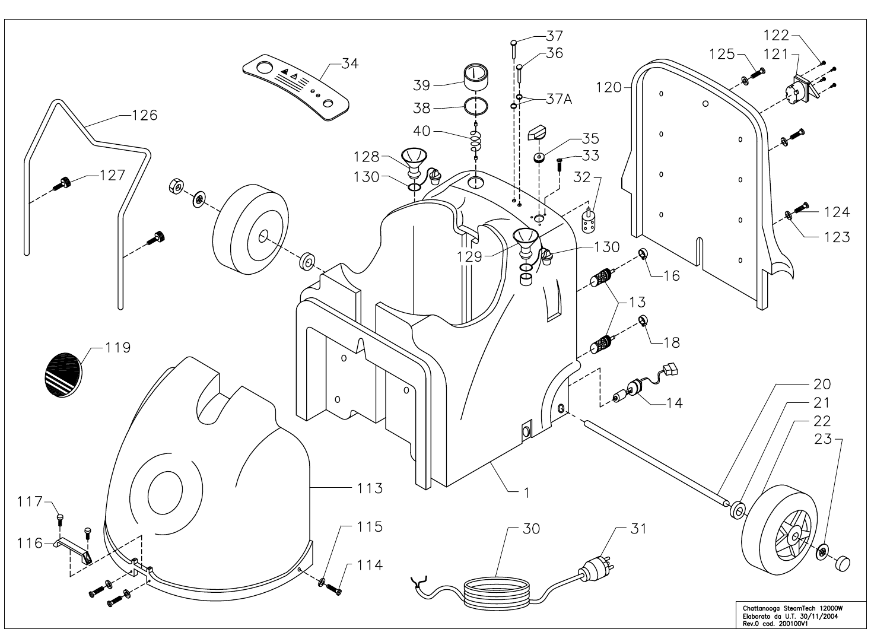Chattanooga SteamTech 12000W
Elaborato da U.T. 30/11/2004
Rev.0 cod. 200100V1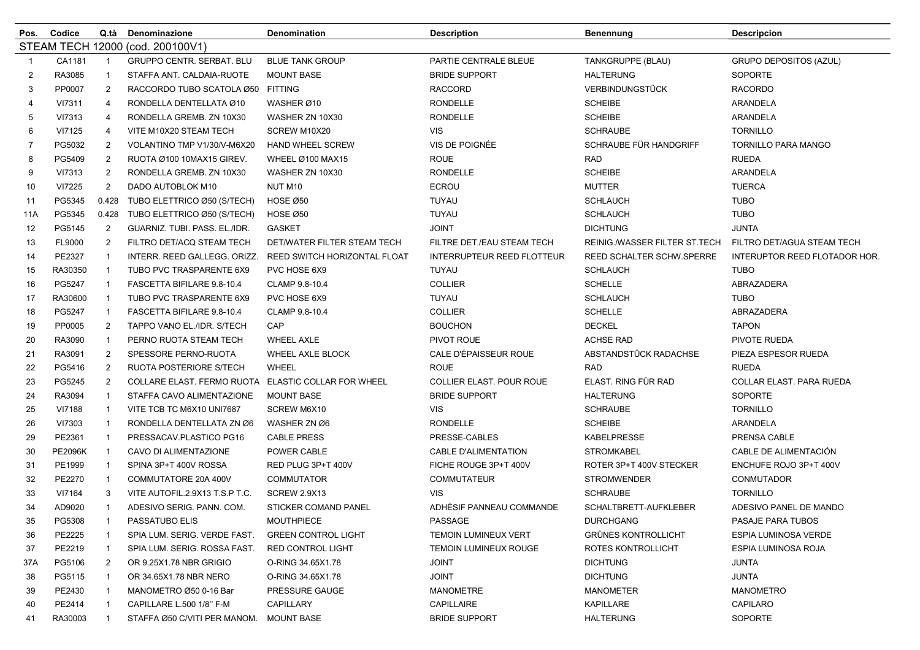| Pos. | Codice | Q.tà | Denominazione | Denomination | Description | Benennung | Descripcion |
|---|---|---|---|---|---|---|---|
| STEAM TECH 12000 (cod. 200100V1) | | | | | | | |
| 1 | CA1181 | 1 | GRUPPO CENTR. SERBAT. BLU | BLUE TANK GROUP | PARTIE CENTRALE BLEUE | TANKGRUPPE (BLAU) | GRUPO DEPOSITOS (AZUL) |
| 2 | RA3085 | 1 | STAFFA ANT. CALDAIA-RUOTE | MOUNT BASE | BRIDE SUPPORT | HALTERUNG | SOPORTE |
| 3 | PP0007 | 2 | RACCORDO TUBO SCATOLA Ø50 | FITTING | RACCORD | VERBINDUNGSTÜCK | RACORDO |
| 4 | VI7311 | 4 | RONDELLA DENTELLATA Ø10 | WASHER Ø10 | RONDELLE | SCHEIBE | ARANDELA |
| 5 | VI7313 | 4 | RONDELLA GREMB. ZN 10X30 | WASHER ZN 10X30 | RONDELLE | SCHEIBE | ARANDELA |
| 6 | VI7125 | 4 | VITE M10X20 STEAM TECH | SCREW M10X20 | VIS | SCHRAUBE | TORNILLO |
| 7 | PG5032 | 2 | VOLANTINO TMP V1/30/V-M6X20 | HAND WHEEL SCREW | VIS DE POIGNÉE | SCHRAUBE FÜR HANDGRIFF | TORNILLO PARA MANGO |
| 8 | PG5409 | 2 | RUOTA Ø100 10MAX15 GIREV. | WHEEL Ø100 MAX15 | ROUE | RAD | RUEDA |
| 9 | VI7313 | 2 | RONDELLA GREMB. ZN 10X30 | WASHER ZN 10X30 | RONDELLE | SCHEIBE | ARANDELA |
| 10 | VI7225 | 2 | DADO AUTOBLOK M10 | NUT M10 | ECROU | MUTTER | TUERCA |
| 11 | PG5345 | 0.428 | TUBO ELETTRICO Ø50 (S/TECH) | HOSE Ø50 | TUYAU | SCHLAUCH | TUBO |
| 11A | PG5345 | 0.428 | TUBO ELETTRICO Ø50 (S/TECH) | HOSE Ø50 | TUYAU | SCHLAUCH | TUBO |
| 12 | PG5145 | 2 | GUARNIZ. TUBI. PASS. EL./IDR. | GASKET | JOINT | DICHTUNG | JUNTA |
| 13 | FL9000 | 2 | FILTRO DET/ACQ STEAM TECH | DET/WATER FILTER STEAM TECH | FILTRE DET./EAU STEAM TECH | REINIG./WASSER FILTER ST.TECH | FILTRO DET/AGUA STEAM TECH |
| 14 | PE2327 | 1 | INTERR. REED GALLEGG. ORIZZ. | REED SWITCH HORIZONTAL FLOAT | INTERRUPTEUR REED FLOTTEUR | REED SCHALTER SCHW.SPERRE | INTERUPTOR REED FLOTADOR HOR. |
| 15 | RA30350 | 1 | TUBO PVC TRASPARENTE 6X9 | PVC HOSE 6X9 | TUYAU | SCHLAUCH | TUBO |
| 16 | PG5247 | 1 | FASCETTA BIFILARE 9.8-10.4 | CLAMP 9.8-10.4 | COLLIER | SCHELLE | ABRAZADERA |
| 17 | RA30600 | 1 | TUBO PVC TRASPARENTE 6X9 | PVC HOSE 6X9 | TUYAU | SCHLAUCH | TUBO |
| 18 | PG5247 | 1 | FASCETTA BIFILARE 9.8-10.4 | CLAMP 9.8-10.4 | COLLIER | SCHELLE | ABRAZADERA |
| 19 | PP0005 | 2 | TAPPO VANO EL./IDR. S/TECH | CAP | BOUCHON | DECKEL | TAPON |
| 20 | RA3090 | 1 | PERNO RUOTA STEAM TECH | WHEEL AXLE | PIVOT ROUE | ACHSE RAD | PIVOTE RUEDA |
| 21 | RA3091 | 2 | SPESSORE PERNO-RUOTA | WHEEL AXLE BLOCK | CALE D'ÉPAISSEUR ROUE | ABSTANDSTÜCK RADACHSE | PIEZA ESPESOR RUEDA |
| 22 | PG5416 | 2 | RUOTA POSTERIORE S/TECH | WHEEL | ROUE | RAD | RUEDA |
| 23 | PG5245 | 2 | COLLARE ELAST. FERMO RUOTA | ELASTIC COLLAR FOR WHEEL | COLLIER ELAST. POUR ROUE | ELAST. RING FÜR RAD | COLLAR ELAST. PARA RUEDA |
| 24 | RA3094 | 1 | STAFFA CAVO ALIMENTAZIONE | MOUNT BASE | BRIDE SUPPORT | HALTERUNG | SOPORTE |
| 25 | VI7188 | 1 | VITE TCB TC M6X10 UNI7687 | SCREW M6X10 | VIS | SCHRAUBE | TORNILLO |
| 26 | VI7303 | 1 | RONDELLA DENTELLATA ZN Ø6 | WASHER ZN Ø6 | RONDELLE | SCHEIBE | ARANDELA |
| 29 | PE2361 | 1 | PRESSACAV.PLASTICO PG16 | CABLE PRESS | PRESSE-CABLES | KABELPRESSE | PRENSA CABLE |
| 30 | PE2096K | 1 | CAVO DI ALIMENTAZIONE | POWER CABLE | CABLE D'ALIMENTATION | STROMKABEL | CABLE DE ALIMENTACIÓN |
| 31 | PE1999 | 1 | SPINA 3P+T 400V ROSSA | RED PLUG 3P+T 400V | FICHE ROUGE 3P+T 400V | ROTER 3P+T 400V STECKER | ENCHUFE ROJO 3P+T 400V |
| 32 | PE2270 | 1 | COMMUTATORE 20A 400V | COMMUTATOR | COMMUTATEUR | STROMWENDER | CONMUTADOR |
| 33 | VI7164 | 3 | VITE AUTOFIL.2.9X13 T.S.P T.C. | SCREW 2.9X13 | VIS | SCHRAUBE | TORNILLO |
| 34 | AD9020 | 1 | ADESIVO SERIG. PANN. COM. | STICKER COMAND PANEL | ADHÉSIF PANNEAU COMMANDE | SCHALTBRETT-AUFKLEBER | ADESIVO PANEL DE MANDO |
| 35 | PG5308 | 1 | PASSATUBO ELIS | MOUTHPIECE | PASSAGE | DURCHGANG | PASAJE PARA TUBOS |
| 36 | PE2225 | 1 | SPIA LUM. SERIG. VERDE FAST. | GREEN CONTROL LIGHT | TEMOIN LUMINEUX VERT | GRÜNES KONTROLLICHT | ESPIA LUMINOSA VERDE |
| 37 | PE2219 | 1 | SPIA LUM. SERIG. ROSSA FAST. | RED CONTROL LIGHT | TEMOIN LUMINEUX ROUGE | ROTES KONTROLLICHT | ESPIA LUMINOSA ROJA |
| 37A | PG5106 | 2 | OR 9.25X1.78 NBR GRIGIO | O-RING 34.65X1.78 | JOINT | DICHTUNG | JUNTA |
| 38 | PG5115 | 1 | OR 34.65X1.78 NBR NERO | O-RING 34.65X1.78 | JOINT | DICHTUNG | JUNTA |
| 39 | PE2430 | 1 | MANOMETRO Ø50 0-16 Bar | PRESSURE GAUGE | MANOMETRE | MANOMETER | MANOMETRO |
| 40 | PE2414 | 1 | CAPILLARE L.500 1/8'' F-M | CAPILLARY | CAPILLAIRE | KAPILLARE | CAPILARO |
| 41 | RA30003 | 1 | STAFFA Ø50 C/VITI PER MANOM. | MOUNT BASE | BRIDE SUPPORT | HALTERUNG | SOPORTE |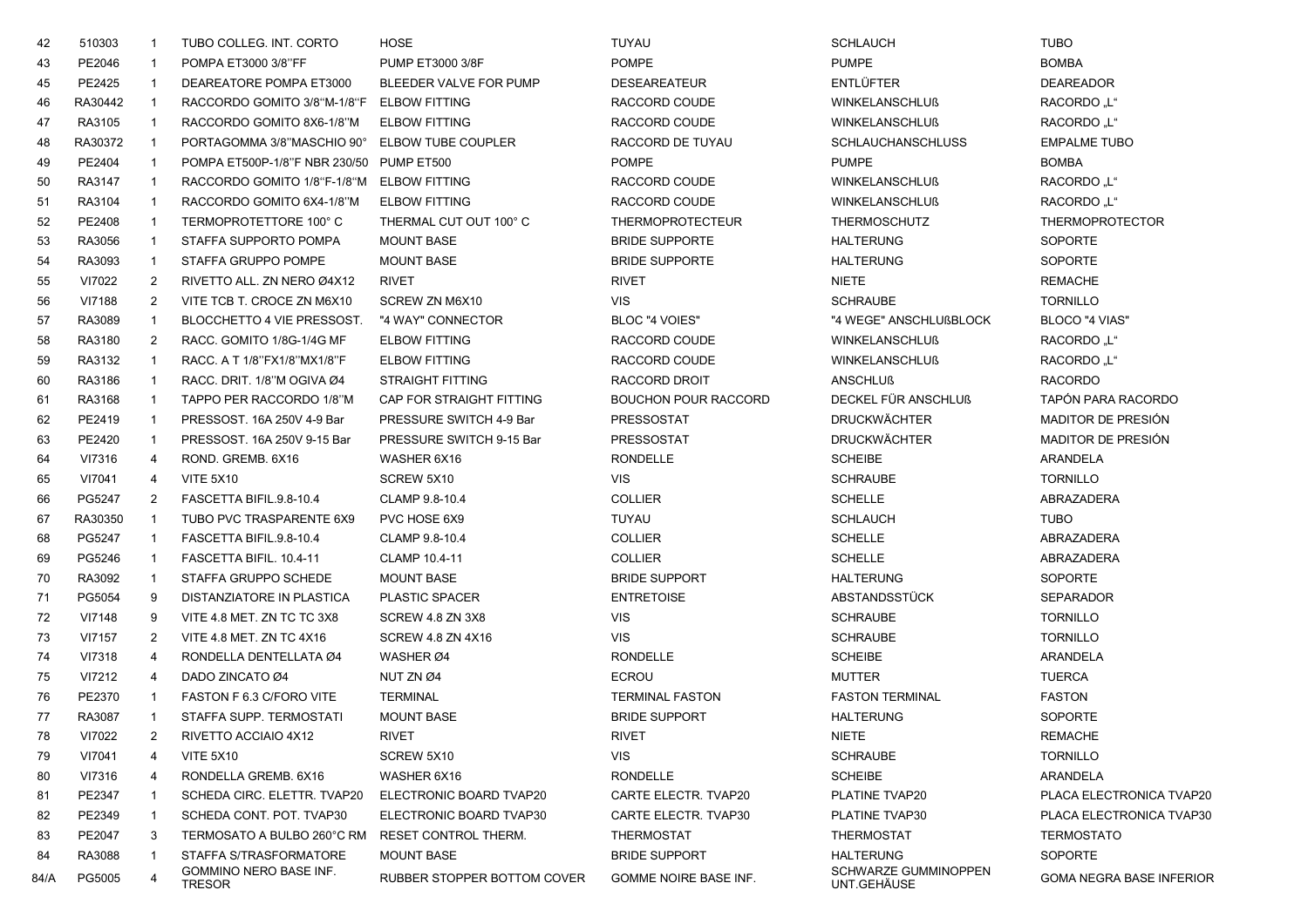| | | | | | | | | |
|---|---|---|---|---|---|---|---|---|
| 42 | 510303 | 1 | TUBO COLLEG. INT. CORTO | HOSE | TUYAU | SCHLAUCH | TUBO |
| 43 | PE2046 | 1 | POMPA ET3000 3/8"FF | PUMP ET3000 3/8F | POMPE | PUMPE | BOMBA |
| 45 | PE2425 | 1 | DEAREATORE POMPA ET3000 | BLEEDER VALVE FOR PUMP | DESEAREATEUR | ENTLÜFTER | DEAREADOR |
| 46 | RA30442 | 1 | RACCORDO GOMITO 3/8"M-1/8"F | ELBOW FITTING | RACCORD COUDE | WINKELANSCHLUß | RACORDO „L" |
| 47 | RA3105 | 1 | RACCORDO GOMITO 8X6-1/8"M | ELBOW FITTING | RACCORD COUDE | WINKELANSCHLUß | RACORDO „L" |
| 48 | RA30372 | 1 | PORTAGOMMA 3/8"MASCHIO 90° | ELBOW TUBE COUPLER | RACCORD DE TUYAU | SCHLAUCHANSCHLUSS | EMPALME TUBO |
| 49 | PE2404 | 1 | POMPA ET500P-1/8"F NBR 230/50 | PUMP ET500 | POMPE | PUMPE | BOMBA |
| 50 | RA3147 | 1 | RACCORDO GOMITO 1/8"F-1/8"M | ELBOW FITTING | RACCORD COUDE | WINKELANSCHLUß | RACORDO „L" |
| 51 | RA3104 | 1 | RACCORDO GOMITO 6X4-1/8"M | ELBOW FITTING | RACCORD COUDE | WINKELANSCHLUß | RACORDO „L" |
| 52 | PE2408 | 1 | TERMOPROTETTORE 100° C | THERMAL CUT OUT 100° C | THERMOPROTECTEUR | THERMOSCHUTZ | THERMOPROTECTOR |
| 53 | RA3056 | 1 | STAFFA SUPPORTO POMPA | MOUNT BASE | BRIDE SUPPORTE | HALTERUNG | SOPORTE |
| 54 | RA3093 | 1 | STAFFA GRUPPO POMPE | MOUNT BASE | BRIDE SUPPORTE | HALTERUNG | SOPORTE |
| 55 | VI7022 | 2 | RIVETTO ALL. ZN NERO Ø4X12 | RIVET | RIVET | NIETE | REMACHE |
| 56 | VI7188 | 2 | VITE TCB T. CROCE ZN M6X10 | SCREW ZN M6X10 | VIS | SCHRAUBE | TORNILLO |
| 57 | RA3089 | 1 | BLOCCHETTO 4 VIE PRESSOST. | "4 WAY" CONNECTOR | BLOC "4 VOIES" | "4 WEGE" ANSCHLUßBLOCK | BLOCO "4 VIAS" |
| 58 | RA3180 | 2 | RACC. GOMITO 1/8G-1/4G MF | ELBOW FITTING | RACCORD COUDE | WINKELANSCHLUß | RACORDO „L" |
| 59 | RA3132 | 1 | RACC. A T 1/8"FX1/8"MX1/8"F | ELBOW FITTING | RACCORD COUDE | WINKELANSCHLUß | RACORDO „L" |
| 60 | RA3186 | 1 | RACC. DRIT. 1/8"M OGIVA Ø4 | STRAIGHT FITTING | RACCORD DROIT | ANSCHLUß | RACORDO |
| 61 | RA3168 | 1 | TAPPO PER RACCORDO 1/8"M | CAP FOR STRAIGHT FITTING | BOUCHON POUR RACCORD | DECKEL FÜR ANSCHLUß | TAPÓN PARA RACORDO |
| 62 | PE2419 | 1 | PRESSOST. 16A 250V 4-9 Bar | PRESSURE SWITCH 4-9 Bar | PRESSOSTAT | DRUCKWÄCHTER | MADITOR DE PRESIÓN |
| 63 | PE2420 | 1 | PRESSOST. 16A 250V 9-15 Bar | PRESSURE SWITCH 9-15 Bar | PRESSOSTAT | DRUCKWÄCHTER | MADITOR DE PRESIÓN |
| 64 | VI7316 | 4 | ROND. GREMB. 6X16 | WASHER 6X16 | RONDELLE | SCHEIBE | ARANDELA |
| 65 | VI7041 | 4 | VITE 5X10 | SCREW 5X10 | VIS | SCHRAUBE | TORNILLO |
| 66 | PG5247 | 2 | FASCETTA BIFIL.9.8-10.4 | CLAMP 9.8-10.4 | COLLIER | SCHELLE | ABRAZADERA |
| 67 | RA30350 | 1 | TUBO PVC TRASPARENTE 6X9 | PVC HOSE 6X9 | TUYAU | SCHLAUCH | TUBO |
| 68 | PG5247 | 1 | FASCETTA BIFIL.9.8-10.4 | CLAMP 9.8-10.4 | COLLIER | SCHELLE | ABRAZADERA |
| 69 | PG5246 | 1 | FASCETTA BIFIL. 10.4-11 | CLAMP 10.4-11 | COLLIER | SCHELLE | ABRAZADERA |
| 70 | RA3092 | 1 | STAFFA GRUPPO SCHEDE | MOUNT BASE | BRIDE SUPPORT | HALTERUNG | SOPORTE |
| 71 | PG5054 | 9 | DISTANZIATORE IN PLASTICA | PLASTIC SPACER | ENTRETOISE | ABSTANDSSTÜCK | SEPARADOR |
| 72 | VI7148 | 9 | VITE 4.8 MET. ZN TC TC 3X8 | SCREW 4.8 ZN 3X8 | VIS | SCHRAUBE | TORNILLO |
| 73 | VI7157 | 2 | VITE 4.8 MET. ZN TC 4X16 | SCREW 4.8 ZN 4X16 | VIS | SCHRAUBE | TORNILLO |
| 74 | VI7318 | 4 | RONDELLA DENTELLATA Ø4 | WASHER Ø4 | RONDELLE | SCHEIBE | ARANDELA |
| 75 | VI7212 | 4 | DADO ZINCATO Ø4 | NUT ZN Ø4 | ECROU | MUTTER | TUERCA |
| 76 | PE2370 | 1 | FASTON F 6.3 C/FORO VITE | TERMINAL | TERMINAL FASTON | FASTON TERMINAL | FASTON |
| 77 | RA3087 | 1 | STAFFA SUPP. TERMOSTATI | MOUNT BASE | BRIDE SUPPORT | HALTERUNG | SOPORTE |
| 78 | VI7022 | 2 | RIVETTO ACCIAIO 4X12 | RIVET | RIVET | NIETE | REMACHE |
| 79 | VI7041 | 4 | VITE 5X10 | SCREW 5X10 | VIS | SCHRAUBE | TORNILLO |
| 80 | VI7316 | 4 | RONDELLA GREMB. 6X16 | WASHER 6X16 | RONDELLE | SCHEIBE | ARANDELA |
| 81 | PE2347 | 1 | SCHEDA CIRC. ELETTR. TVAP20 | ELECTRONIC BOARD TVAP20 | CARTE ELECTR. TVAP20 | PLATINE TVAP20 | PLACA ELECTRONICA TVAP20 |
| 82 | PE2349 | 1 | SCHEDA CONT. POT. TVAP30 | ELECTRONIC BOARD TVAP30 | CARTE ELECTR. TVAP30 | PLATINE TVAP30 | PLACA ELECTRONICA TVAP30 |
| 83 | PE2047 | 3 | TERMOSATO A BULBO 260°C RM | RESET CONTROL THERM. | THERMOSTAT | THERMOSTAT | TERMOSTATO |
| 84 | RA3088 | 1 | STAFFA S/TRASFORMATORE | MOUNT BASE | BRIDE SUPPORT | HALTERUNG | SOPORTE |
| 84/A | PG5005 | 4 | GOMMINO NERO BASE INF. TRESOR | RUBBER STOPPER BOTTOM COVER | GOMME NOIRE BASE INF. | SCHWARZE GUMMINOPPEN UNT.GEHÄUSE | GOMA NEGRA BASE INFERIOR |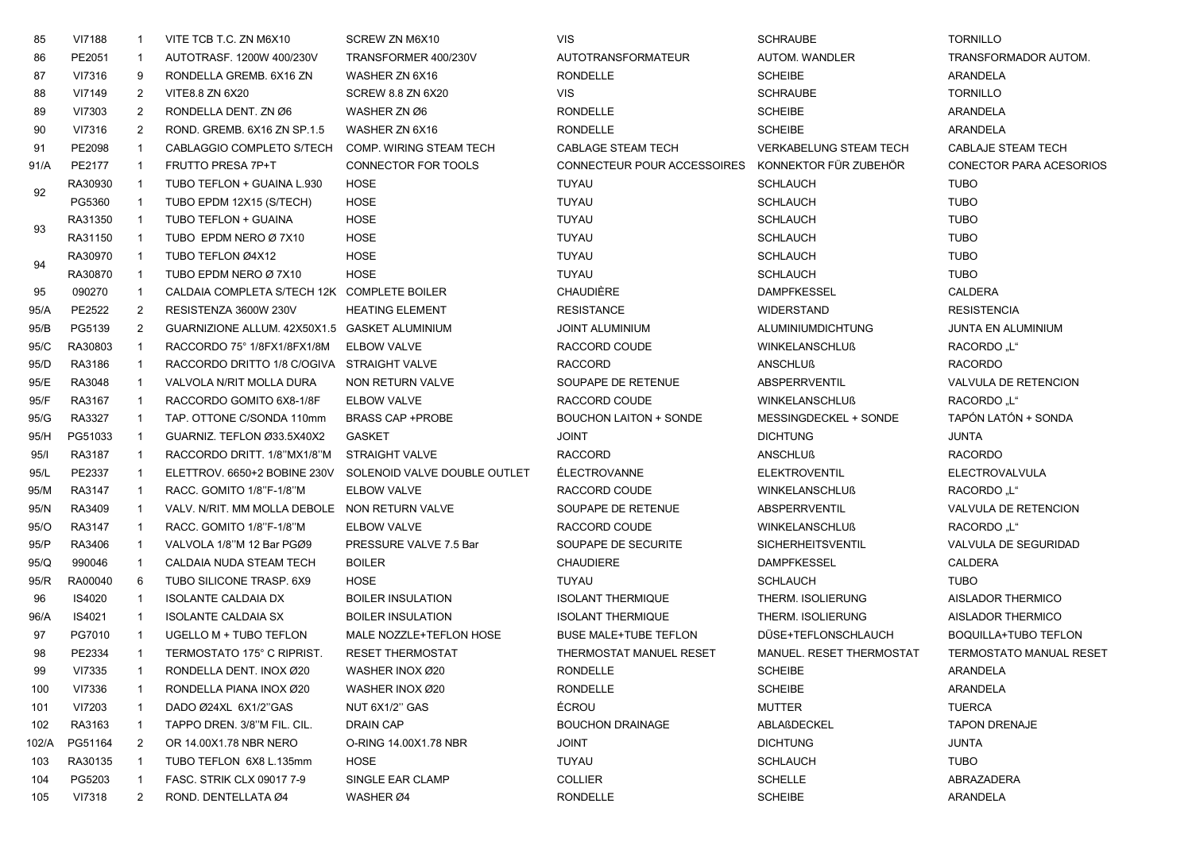| | | | | | | | | |
|---|---|---|---|---|---|---|---|---|
| 85 | VI7188 | 1 | VITE TCB T.C. ZN M6X10 | SCREW ZN M6X10 | VIS | SCHRAUBE | TORNILLO |
| 86 | PE2051 | 1 | AUTOTRASF. 1200W 400/230V | TRANSFORMER 400/230V | AUTOTRANSFORMATEUR | AUTOM. WANDLER | TRANSFORMADOR AUTOM. |
| 87 | VI7316 | 9 | RONDELLA GREMB. 6X16 ZN | WASHER ZN 6X16 | RONDELLE | SCHEIBE | ARANDELA |
| 88 | VI7149 | 2 | VITE8.8 ZN 6X20 | SCREW 8.8 ZN 6X20 | VIS | SCHRAUBE | TORNILLO |
| 89 | VI7303 | 2 | RONDELLA DENT. ZN Ø6 | WASHER ZN Ø6 | RONDELLE | SCHEIBE | ARANDELA |
| 90 | VI7316 | 2 | ROND. GREMB. 6X16 ZN SP.1.5 | WASHER ZN 6X16 | RONDELLE | SCHEIBE | ARANDELA |
| 91 | PE2098 | 1 | CABLAGGIO COMPLETO S/TECH | COMP. WIRING STEAM TECH | CABLAGE STEAM TECH | VERKABELUNG STEAM TECH | CABLAJE STEAM TECH |
| 91/A | PE2177 | 1 | FRUTTO PRESA 7P+T | CONNECTOR FOR TOOLS | CONNECTEUR POUR ACCESSOIRES | KONNEKTOR FÜR ZUBEHÖR | CONECTOR PARA ACESORIOS |
| 92 | RA30930 | 1 | TUBO TEFLON + GUAINA L.930 | HOSE | TUYAU | SCHLAUCH | TUBO |
| | PG5360 | 1 | TUBO EPDM 12X15 (S/TECH) | HOSE | TUYAU | SCHLAUCH | TUBO |
| 93 | RA31350 | 1 | TUBO TEFLON + GUAINA | HOSE | TUYAU | SCHLAUCH | TUBO |
| | RA31150 | 1 | TUBO EPDM NERO Ø 7X10 | HOSE | TUYAU | SCHLAUCH | TUBO |
| 94 | RA30970 | 1 | TUBO TEFLON Ø4X12 | HOSE | TUYAU | SCHLAUCH | TUBO |
| | RA30870 | 1 | TUBO EPDM NERO Ø 7X10 | HOSE | TUYAU | SCHLAUCH | TUBO |
| 95 | 090270 | 1 | CALDAIA COMPLETA S/TECH 12K | COMPLETE BOILER | CHAUDIÈRE | DAMPFKESSEL | CALDERA |
| 95/A | PE2522 | 2 | RESISTENZA 3600W 230V | HEATING ELEMENT | RESISTANCE | WIDERSTAND | RESISTENCIA |
| 95/B | PG5139 | 2 | GUARNIZIONE ALLUM. 42X50X1.5 | GASKET ALUMINIUM | JOINT ALUMINIUM | ALUMINIUMDICHTUNG | JUNTA EN ALUMINIUM |
| 95/C | RA30803 | 1 | RACCORDO 75° 1/8FX1/8FX1/8M | ELBOW VALVE | RACCORD COUDE | WINKELANSCHLUß | RACORDO „L“ |
| 95/D | RA3186 | 1 | RACCORDO DRITTO 1/8 C/OGIVA | STRAIGHT VALVE | RACCORD | ANSCHLUß | RACORDO |
| 95/E | RA3048 | 1 | VALVOLA N/RIT MOLLA DURA | NON RETURN VALVE | SOUPAPE DE RETENUE | ABSPERRVENTIL | VALVULA DE RETENCION |
| 95/F | RA3167 | 1 | RACCORDO GOMITO 6X8-1/8F | ELBOW VALVE | RACCORD COUDE | WINKELANSCHLUß | RACORDO „L“ |
| 95/G | RA3327 | 1 | TAP. OTTONE C/SONDA 110mm | BRASS CAP +PROBE | BOUCHON LAITON + SONDE | MESSINGDECKEL + SONDE | TAPÓN LATÓN + SONDA |
| 95/H | PG51033 | 1 | GUARNIZ. TEFLON Ø33.5X40X2 | GASKET | JOINT | DICHTUNG | JUNTA |
| 95/I | RA3187 | 1 | RACCORDO DRITT. 1/8"MX1/8"M | STRAIGHT VALVE | RACCORD | ANSCHLUß | RACORDO |
| 95/L | PE2337 | 1 | ELETTROV. 6650+2 BOBINE 230V | SOLENOID VALVE DOUBLE OUTLET | ÉLECTROVANNE | ELEKTROVENTIL | ELECTROVALVULA |
| 95/M | RA3147 | 1 | RACC. GOMITO 1/8"F-1/8"M | ELBOW VALVE | RACCORD COUDE | WINKELANSCHLUß | RACORDO „L“ |
| 95/N | RA3409 | 1 | VALV. N/RIT. MM MOLLA DEBOLE | NON RETURN VALVE | SOUPAPE DE RETENUE | ABSPERRVENTIL | VALVULA DE RETENCION |
| 95/O | RA3147 | 1 | RACC. GOMITO 1/8"F-1/8"M | ELBOW VALVE | RACCORD COUDE | WINKELANSCHLUß | RACORDO „L“ |
| 95/P | RA3406 | 1 | VALVOLA 1/8"M 12 Bar PGØ9 | PRESSURE VALVE 7.5 Bar | SOUPAPE DE SECURITE | SICHERHEITSVENTIL | VALVULA DE SEGURIDAD |
| 95/Q | 990046 | 1 | CALDAIA NUDA STEAM TECH | BOILER | CHAUDIERE | DAMPFKESSEL | CALDERA |
| 95/R | RA00040 | 6 | TUBO SILICONE TRASP. 6X9 | HOSE | TUYAU | SCHLAUCH | TUBO |
| 96 | IS4020 | 1 | ISOLANTE CALDAIA DX | BOILER INSULATION | ISOLANT THERMIQUE | THERM. ISOLIERUNG | AISLADOR THERMICO |
| 96/A | IS4021 | 1 | ISOLANTE CALDAIA SX | BOILER INSULATION | ISOLANT THERMIQUE | THERM. ISOLIERUNG | AISLADOR THERMICO |
| 97 | PG7010 | 1 | UGELLO M + TUBO TEFLON | MALE NOZZLE+TEFLON HOSE | BUSE MALE+TUBE TEFLON | DÜSE+TEFLONSCHLAUCH | BOQUILLA+TUBO TEFLON |
| 98 | PE2334 | 1 | TERMOSTATO 175° C RIPRIST. | RESET THERMOSTAT | THERMOSTAT MANUEL RESET | MANUEL. RESET THERMOSTAT | TERMOSTATO MANUAL RESET |
| 99 | VI7335 | 1 | RONDELLA DENT. INOX Ø20 | WASHER INOX Ø20 | RONDELLE | SCHEIBE | ARANDELA |
| 100 | VI7336 | 1 | RONDELLA PIANA INOX Ø20 | WASHER INOX Ø20 | RONDELLE | SCHEIBE | ARANDELA |
| 101 | VI7203 | 1 | DADO Ø24XL 6X1/2"GAS | NUT 6X1/2" GAS | ÉCROU | MUTTER | TUERCA |
| 102 | RA3163 | 1 | TAPPO DREN. 3/8"M FIL. CIL. | DRAIN CAP | BOUCHON DRAINAGE | ABLAßDECKEL | TAPON DRENAJE |
| 102/A | PG51164 | 2 | OR 14.00X1.78 NBR NERO | O-RING 14.00X1.78 NBR | JOINT | DICHTUNG | JUNTA |
| 103 | RA30135 | 1 | TUBO TEFLON 6X8 L.135mm | HOSE | TUYAU | SCHLAUCH | TUBO |
| 104 | PG5203 | 1 | FASC. STRIK CLX 09017 7-9 | SINGLE EAR CLAMP | COLLIER | SCHELLE | ABRAZADERA |
| 105 | VI7318 | 2 | ROND. DENTELLATA Ø4 | WASHER Ø4 | RONDELLE | SCHEIBE | ARANDELA |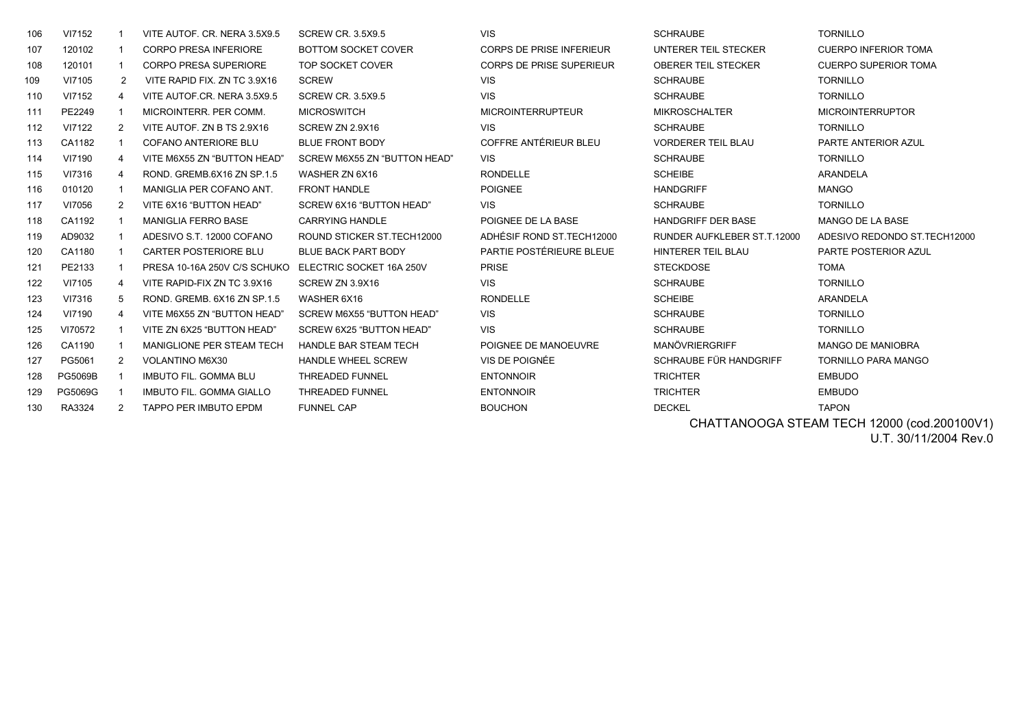| | | | | | | | |
|---|---|---|---|---|---|---|---|
| 106 | VI7152 | 1 | VITE AUTOF. CR. NERA 3.5X9.5 | SCREW CR. 3.5X9.5 | VIS | SCHRAUBE | TORNILLO |
| 107 | 120102 | 1 | CORPO PRESA INFERIORE | BOTTOM SOCKET COVER | CORPS DE PRISE INFERIEUR | UNTERER TEIL STECKER | CUERPO INFERIOR TOMA |
| 108 | 120101 | 1 | CORPO PRESA SUPERIORE | TOP SOCKET COVER | CORPS DE PRISE SUPERIEUR | OBERER TEIL STECKER | CUERPO SUPERIOR TOMA |
| 109 | VI7105 | 2 | VITE RAPID FIX. ZN TC 3.9X16 | SCREW | VIS | SCHRAUBE | TORNILLO |
| 110 | VI7152 | 4 | VITE AUTOF.CR. NERA 3.5X9.5 | SCREW CR. 3.5X9.5 | VIS | SCHRAUBE | TORNILLO |
| 111 | PE2249 | 1 | MICROINTERR. PER COMM. | MICROSWITCH | MICROINTERRUPTEUR | MIKROSCHALTER | MICROINTERRUPTOR |
| 112 | VI7122 | 2 | VITE AUTOF. ZN B TS 2.9X16 | SCREW ZN 2.9X16 | VIS | SCHRAUBE | TORNILLO |
| 113 | CA1182 | 1 | COFANO ANTERIORE BLU | BLUE FRONT BODY | COFFRE ANTÉRIEUR BLEU | VORDERER TEIL BLAU | PARTE ANTERIOR AZUL |
| 114 | VI7190 | 4 | VITE M6X55 ZN "BUTTON HEAD" | SCREW M6X55 ZN "BUTTON HEAD" | VIS | SCHRAUBE | TORNILLO |
| 115 | VI7316 | 4 | ROND. GREMB.6X16 ZN SP.1.5 | WASHER ZN 6X16 | RONDELLE | SCHEIBE | ARANDELA |
| 116 | 010120 | 1 | MANIGLIA PER COFANO ANT. | FRONT HANDLE | POIGNEE | HANDGRIFF | MANGO |
| 117 | VI7056 | 2 | VITE 6X16 "BUTTON HEAD" | SCREW 6X16 "BUTTON HEAD" | VIS | SCHRAUBE | TORNILLO |
| 118 | CA1192 | 1 | MANIGLIA FERRO BASE | CARRYING HANDLE | POIGNEE DE LA BASE | HANDGRIFF DER BASE | MANGO DE LA BASE |
| 119 | AD9032 | 1 | ADESIVO S.T. 12000 COFANO | ROUND STICKER ST.TECH12000 | ADHÉSIF ROND ST.TECH12000 | RUNDER AUFKLEBER ST.T.12000 | ADESIVO REDONDO ST.TECH12000 |
| 120 | CA1180 | 1 | CARTER POSTERIORE BLU | BLUE BACK PART BODY | PARTIE POSTÉRIEURE BLEUE | HINTERER TEIL BLAU | PARTE POSTERIOR AZUL |
| 121 | PE2133 | 1 | PRESA 10-16A 250V C/S SCHUKO | ELECTRIC SOCKET 16A 250V | PRISE | STECKDOSE | TOMA |
| 122 | VI7105 | 4 | VITE RAPID-FIX ZN TC 3.9X16 | SCREW ZN 3.9X16 | VIS | SCHRAUBE | TORNILLO |
| 123 | VI7316 | 5 | ROND. GREMB. 6X16 ZN SP.1.5 | WASHER 6X16 | RONDELLE | SCHEIBE | ARANDELA |
| 124 | VI7190 | 4 | VITE M6X55 ZN "BUTTON HEAD" | SCREW M6X55 "BUTTON HEAD" | VIS | SCHRAUBE | TORNILLO |
| 125 | VI70572 | 1 | VITE ZN 6X25 "BUTTON HEAD" | SCREW 6X25 "BUTTON HEAD" | VIS | SCHRAUBE | TORNILLO |
| 126 | CA1190 | 1 | MANIGLIONE PER STEAM TECH | HANDLE BAR STEAM TECH | POIGNEE DE MANOEUVRE | MANÖVRIERGRIFF | MANGO DE MANIOBRA |
| 127 | PG5061 | 2 | VOLANTINO M6X30 | HANDLE WHEEL SCREW | VIS DE POIGNÉE | SCHRAUBE FÜR HANDGRIFF | TORNILLO PARA MANGO |
| 128 | PG5069B | 1 | IMBUTO FIL. GOMMA BLU | THREADED FUNNEL | ENTONNOIR | TRICHTER | EMBUDO |
| 129 | PG5069G | 1 | IMBUTO FIL. GOMMA GIALLO | THREADED FUNNEL | ENTONNOIR | TRICHTER | EMBUDO |
| 130 | RA3324 | 2 | TAPPO PER IMBUTO EPDM | FUNNEL CAP | BOUCHON | DECKEL | TAPON |

CHATTANOOGA STEAM TECH 12000 (cod.200100V1)
U.T. 30/11/2004 Rev.0